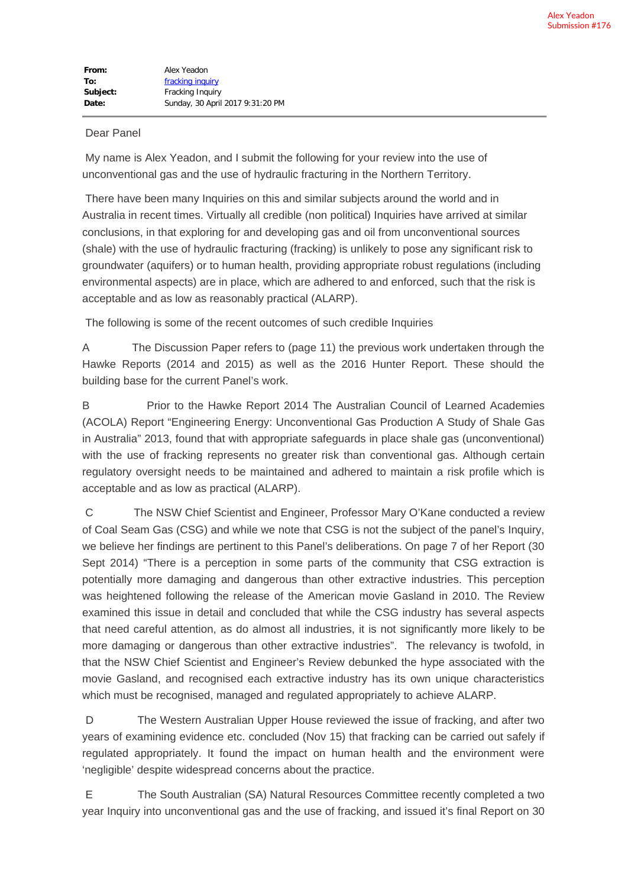Alex Yeadon
Submission #176

**From:** Alex Yeadon
**To:** fracking inquiry
**Subject:** Fracking Inquiry
**Date:** Sunday, 30 April 2017 9:31:20 PM

---

Dear Panel

My name is Alex Yeadon, and I submit the following for your review into the use of unconventional gas and the use of hydraulic fracturing in the Northern Territory.

There have been many Inquiries on this and similar subjects around the world and in Australia in recent times. Virtually all credible (non political) Inquiries have arrived at similar conclusions, in that exploring for and developing gas and oil from unconventional sources (shale) with the use of hydraulic fracturing (fracking) is unlikely to pose any significant risk to groundwater (aquifers) or to human health, providing appropriate robust regulations (including environmental aspects) are in place, which are adhered to and enforced, such that the risk is acceptable and as low as reasonably practical (ALARP).

The following is some of the recent outcomes of such credible Inquiries

A The Discussion Paper refers to (page 11) the previous work undertaken through the Hawke Reports (2014 and 2015) as well as the 2016 Hunter Report. These should the building base for the current Panel's work.

B Prior to the Hawke Report 2014 The Australian Council of Learned Academies (ACOLA) Report "Engineering Energy: Unconventional Gas Production A Study of Shale Gas in Australia" 2013, found that with appropriate safeguards in place shale gas (unconventional) with the use of fracking represents no greater risk than conventional gas. Although certain regulatory oversight needs to be maintained and adhered to maintain a risk profile which is acceptable and as low as practical (ALARP).

C The NSW Chief Scientist and Engineer, Professor Mary O'Kane conducted a review of Coal Seam Gas (CSG) and while we note that CSG is not the subject of the panel's Inquiry, we believe her findings are pertinent to this Panel's deliberations. On page 7 of her Report (30 Sept 2014) "There is a perception in some parts of the community that CSG extraction is potentially more damaging and dangerous than other extractive industries. This perception was heightened following the release of the American movie Gasland in 2010. The Review examined this issue in detail and concluded that while the CSG industry has several aspects that need careful attention, as do almost all industries, it is not significantly more likely to be more damaging or dangerous than other extractive industries". The relevancy is twofold, in that the NSW Chief Scientist and Engineer's Review debunked the hype associated with the movie Gasland, and recognised each extractive industry has its own unique characteristics which must be recognised, managed and regulated appropriately to achieve ALARP.

D The Western Australian Upper House reviewed the issue of fracking, and after two years of examining evidence etc. concluded (Nov 15) that fracking can be carried out safely if regulated appropriately. It found the impact on human health and the environment were 'negligible' despite widespread concerns about the practice.

E The South Australian (SA) Natural Resources Committee recently completed a two year Inquiry into unconventional gas and the use of fracking, and issued it's final Report on 30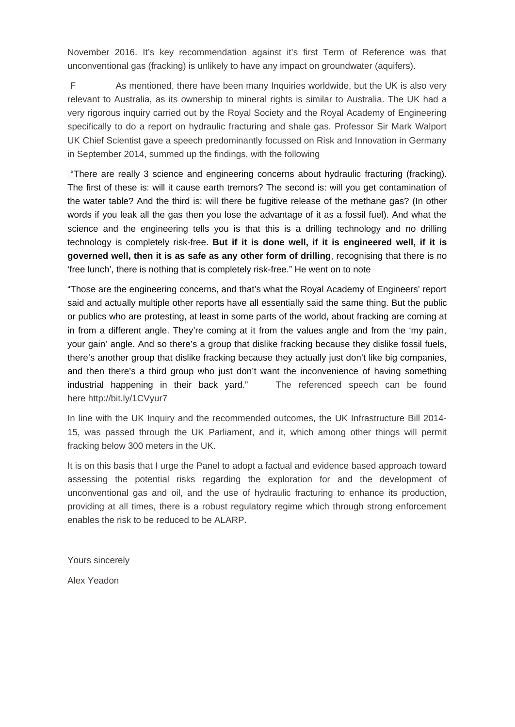November 2016. It's key recommendation against it's first Term of Reference was that unconventional gas (fracking) is unlikely to have any impact on groundwater (aquifers).

F As mentioned, there have been many Inquiries worldwide, but the UK is also very relevant to Australia, as its ownership to mineral rights is similar to Australia. The UK had a very rigorous inquiry carried out by the Royal Society and the Royal Academy of Engineering specifically to do a report on hydraulic fracturing and shale gas. Professor Sir Mark Walport UK Chief Scientist gave a speech predominantly focussed on Risk and Innovation in Germany in September 2014, summed up the findings, with the following

"There are really 3 science and engineering concerns about hydraulic fracturing (fracking). The first of these is: will it cause earth tremors? The second is: will you get contamination of the water table? And the third is: will there be fugitive release of the methane gas? (In other words if you leak all the gas then you lose the advantage of it as a fossil fuel). And what the science and the engineering tells you is that this is a drilling technology and no drilling technology is completely risk-free. **But if it is done well, if it is engineered well, if it is governed well, then it is as safe as any other form of drilling**, recognising that there is no 'free lunch', there is nothing that is completely risk-free." He went on to note

"Those are the engineering concerns, and that's what the Royal Academy of Engineers' report said and actually multiple other reports have all essentially said the same thing. But the public or publics who are protesting, at least in some parts of the world, about fracking are coming at in from a different angle. They're coming at it from the values angle and from the 'my pain, your gain' angle. And so there's a group that dislike fracking because they dislike fossil fuels, there's another group that dislike fracking because they actually just don't like big companies, and then there's a third group who just don't want the inconvenience of having something industrial happening in their back yard." The referenced speech can be found here http://bit.ly/1CVyur7

In line with the UK Inquiry and the recommended outcomes, the UK Infrastructure Bill 2014-15, was passed through the UK Parliament, and it, which among other things will permit fracking below 300 meters in the UK.

It is on this basis that I urge the Panel to adopt a factual and evidence based approach toward assessing the potential risks regarding the exploration for and the development of unconventional gas and oil, and the use of hydraulic fracturing to enhance its production, providing at all times, there is a robust regulatory regime which through strong enforcement enables the risk to be reduced to be ALARP.

Yours sincerely

Alex Yeadon